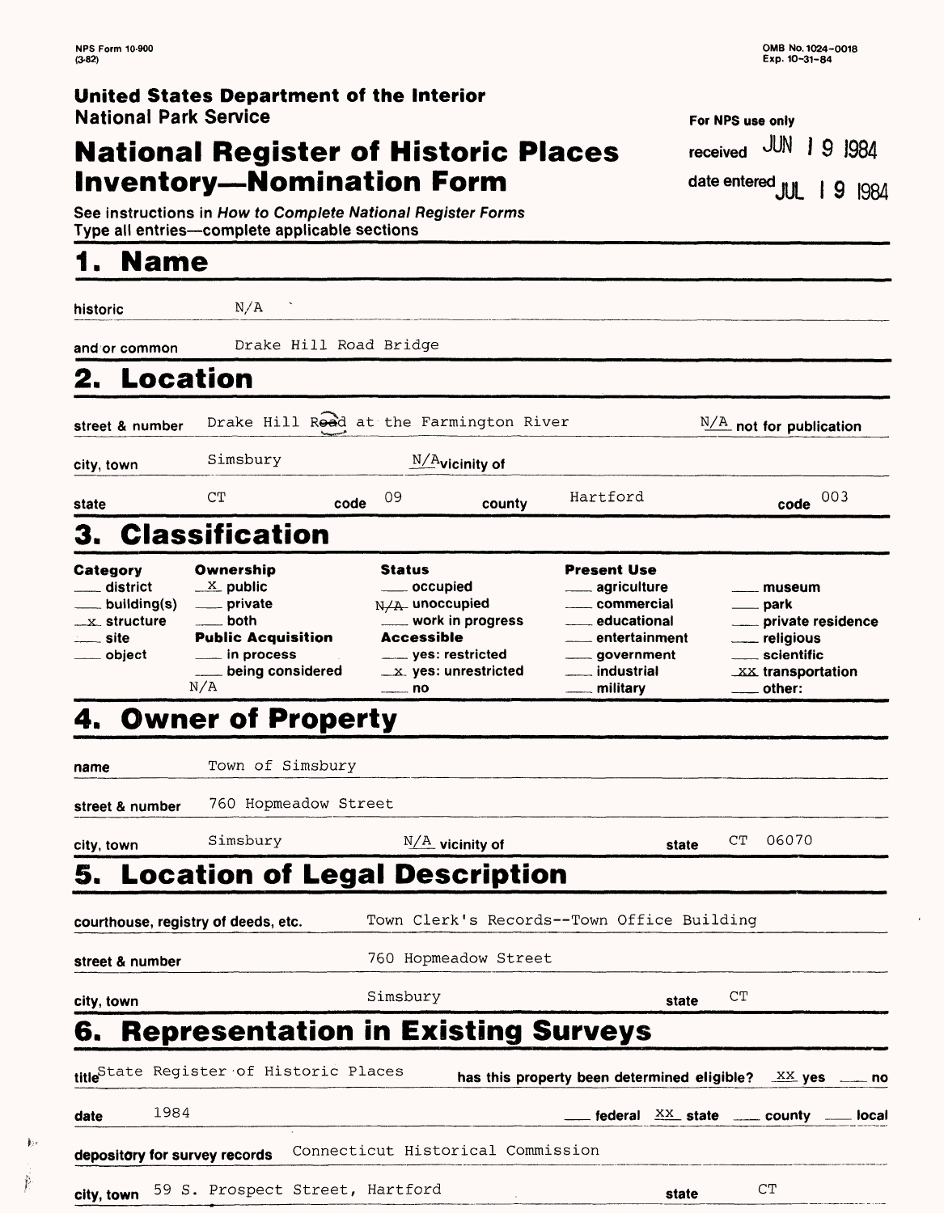NPS Form 10-900
(3-82)

OMB No. 1024-0018
Exp. 10-31-84

**United States Department of the Interior**
National Park Service

For NPS use only

received JUN 19 1984

date entered JUL 19 1984

# National Register of Historic Places Inventory—Nomination Form

See instructions in *How to Complete National Register Forms*
Type all entries—complete applicable sections

## 1. Name

historic N/A

and/or common Drake Hill Road Bridge

## 2. Location

street & number Drake Hill Road at the Farmington River — N/A not for publication

city, town Simsbury — N/A vicinity of

state CT code 09 county Hartford code 003

## 3. Classification

| Category | Ownership | Status | Present Use | |
|---|---|---|---|---|
| ___ district | _x_ public | ___ occupied | ___ agriculture | ___ museum |
| ___ building(s) | ___ private | N/A unoccupied | ___ commercial | ___ park |
| _x_ structure | ___ both | ___ work in progress | ___ educational | ___ private residence |
| ___ site | **Public Acquisition** | **Accessible** | ___ entertainment | ___ religious |
| ___ object | ___ in process | ___ yes: restricted | ___ government | ___ scientific |
| | ___ being considered | _x_ yes: unrestricted | ___ industrial | _XX_ transportation |
| | N/A | ___ no | ___ military | ___ other: |

## 4. Owner of Property

name Town of Simsbury

street & number 760 Hopmeadow Street

city, town Simsbury — N/A vicinity of — state CT 06070

## 5. Location of Legal Description

courthouse, registry of deeds, etc. Town Clerk's Records--Town Office Building

street & number 760 Hopmeadow Street

city, town Simsbury — state CT

## 6. Representation in Existing Surveys

title State Register of Historic Places — has this property been determined eligible? _XX_ yes ___ no

date 1984 — ___ federal _XX_ state ___ county ___ local

depository for survey records Connecticut Historical Commission

city, town 59 S. Prospect Street, Hartford — state CT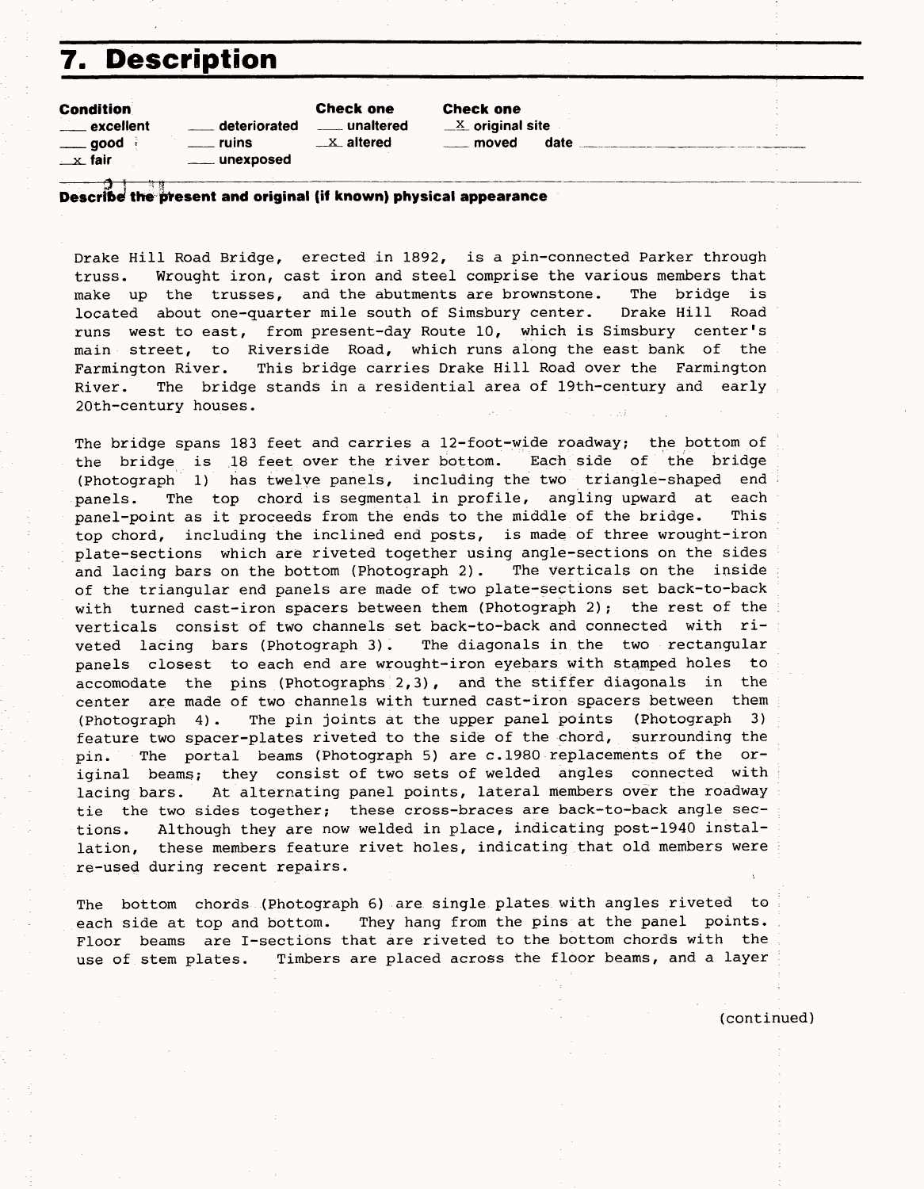# 7. Description

| Condition | | Check one | Check one |
|---|---|---|---|
| ___ excellent | ___ deteriorated | ___ unaltered | _X_ original site |
| ___ good | ___ ruins | _X_ altered | ___ moved date |
| _x_ fair | ___ unexposed | | |

**Describe the present and original (if known) physical appearance**

Drake Hill Road Bridge, erected in 1892, is a pin-connected Parker through truss. Wrought iron, cast iron and steel comprise the various members that make up the trusses, and the abutments are brownstone. The bridge is located about one-quarter mile south of Simsbury center. Drake Hill Road runs west to east, from present-day Route 10, which is Simsbury center's main street, to Riverside Road, which runs along the east bank of the Farmington River. This bridge carries Drake Hill Road over the Farmington River. The bridge stands in a residential area of 19th-century and early 20th-century houses.

The bridge spans 183 feet and carries a 12-foot-wide roadway; the bottom of the bridge is 18 feet over the river bottom. Each side of the bridge (Photograph 1) has twelve panels, including the two triangle-shaped end panels. The top chord is segmental in profile, angling upward at each panel-point as it proceeds from the ends to the middle of the bridge. This top chord, including the inclined end posts, is made of three wrought-iron plate-sections which are riveted together using angle-sections on the sides and lacing bars on the bottom (Photograph 2). The verticals on the inside of the triangular end panels are made of two plate-sections set back-to-back with turned cast-iron spacers between them (Photograph 2); the rest of the verticals consist of two channels set back-to-back and connected with riveted lacing bars (Photograph 3). The diagonals in the two rectangular panels closest to each end are wrought-iron eyebars with stamped holes to accomodate the pins (Photographs 2,3), and the stiffer diagonals in the center are made of two channels with turned cast-iron spacers between them (Photograph 4). The pin joints at the upper panel points (Photograph 3) feature two spacer-plates riveted to the side of the chord, surrounding the pin. The portal beams (Photograph 5) are c.1980 replacements of the original beams; they consist of two sets of welded angles connected with lacing bars. At alternating panel points, lateral members over the roadway tie the two sides together; these cross-braces are back-to-back angle sections. Although they are now welded in place, indicating post-1940 installation, these members feature rivet holes, indicating that old members were re-used during recent repairs.

The bottom chords (Photograph 6) are single plates with angles riveted to each side at top and bottom. They hang from the pins at the panel points. Floor beams are I-sections that are riveted to the bottom chords with the use of stem plates. Timbers are placed across the floor beams, and a layer

(continued)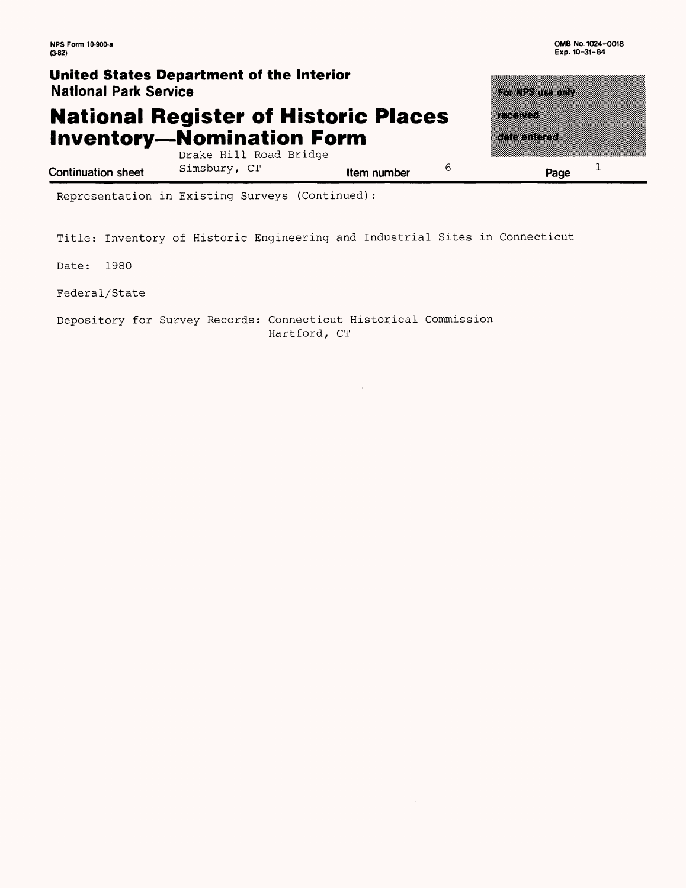NPS Form 10-900-a
(3-82)

OMB No. 1024-0018
Exp. 10-31-84

**United States Department of the Interior**
**National Park Service**

# National Register of Historic Places Inventory—Nomination Form

For NPS use only
received
date entered

Continuation sheet — Drake Hill Road Bridge, Simsbury, CT — Item number 6 — Page 1

Representation in Existing Surveys (Continued):

Title: Inventory of Historic Engineering and Industrial Sites in Connecticut

Date: 1980

Federal/State

Depository for Survey Records: Connecticut Historical Commission
Hartford, CT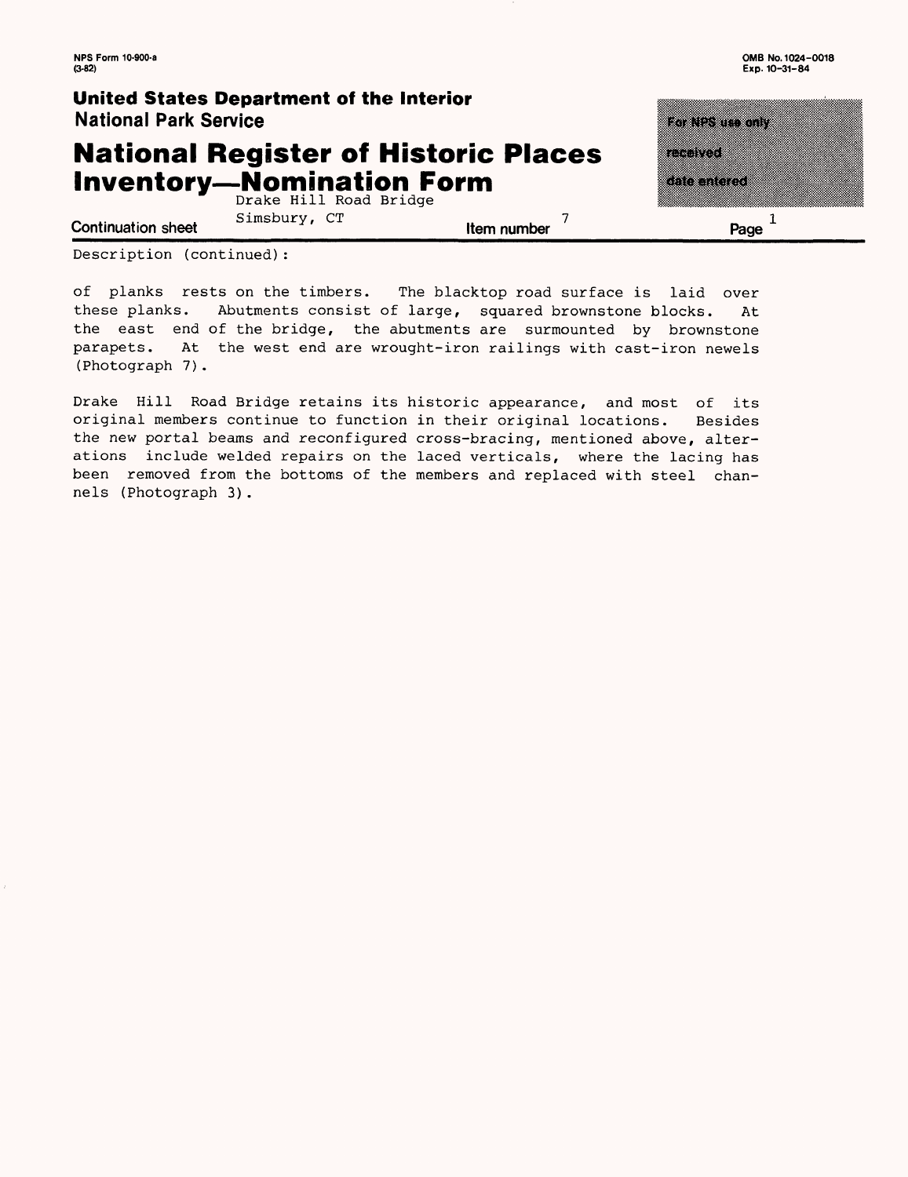Description (continued):

of planks rests on the timbers. The blacktop road surface is laid over these planks. Abutments consist of large, squared brownstone blocks. At the east end of the bridge, the abutments are surmounted by brownstone parapets. At the west end are wrought-iron railings with cast-iron newels (Photograph 7).

Drake Hill Road Bridge retains its historic appearance, and most of its original members continue to function in their original locations. Besides the new portal beams and reconfigured cross-bracing, mentioned above, alterations include welded repairs on the laced verticals, where the lacing has been removed from the bottoms of the members and replaced with steel channels (Photograph 3).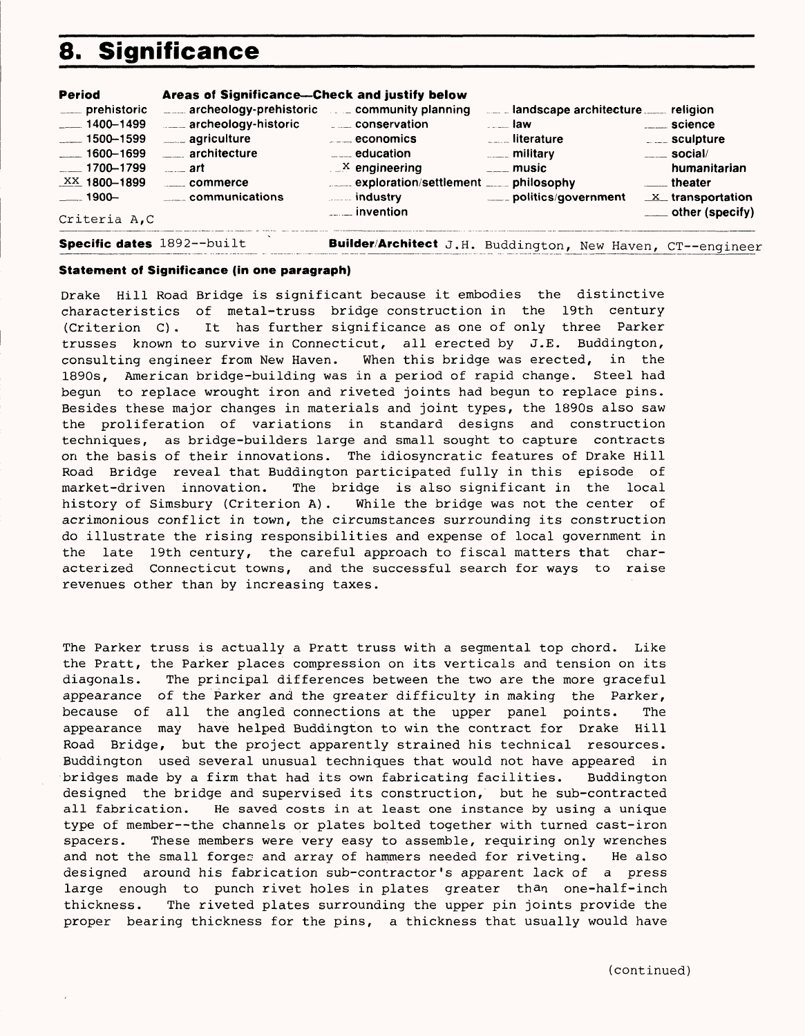# 8. Significance

| Period | Areas of Significance—Check and justify below | | | |
|---|---|---|---|---|
| ___ prehistoric | ___ archeology-prehistoric | ___ community planning | ___ landscape architecture | ___ religion |
| ___ 1400–1499 | ___ archeology-historic | ___ conservation | ___ law | ___ science |
| ___ 1500–1599 | ___ agriculture | ___ economics | ___ literature | ___ sculpture |
| ___ 1600–1699 | ___ architecture | ___ education | ___ military | ___ social/ humanitarian |
| ___ 1700–1799 | ___ art | X engineering | ___ music | ___ theater |
| XX 1800–1899 | ___ commerce | ___ exploration/settlement | ___ philosophy | X transportation |
| ___ 1900– | ___ communications | ___ industry | ___ politics/government | ___ other (specify) |
| Criteria A,C | | ___ invention | | |

**Specific dates** 1892--built **Builder/Architect** J.H. Buddington, New Haven, CT--engineer

**Statement of Significance (in one paragraph)**

Drake Hill Road Bridge is significant because it embodies the distinctive characteristics of metal-truss bridge construction in the 19th century (Criterion C). It has further significance as one of only three Parker trusses known to survive in Connecticut, all erected by J.E. Buddington, consulting engineer from New Haven. When this bridge was erected, in the 1890s, American bridge-building was in a period of rapid change. Steel had begun to replace wrought iron and riveted joints had begun to replace pins. Besides these major changes in materials and joint types, the 1890s also saw the proliferation of variations in standard designs and construction techniques, as bridge-builders large and small sought to capture contracts on the basis of their innovations. The idiosyncratic features of Drake Hill Road Bridge reveal that Buddington participated fully in this episode of market-driven innovation. The bridge is also significant in the local history of Simsbury (Criterion A). While the bridge was not the center of acrimonious conflict in town, the circumstances surrounding its construction do illustrate the rising responsibilities and expense of local government in the late 19th century, the careful approach to fiscal matters that characterized Connecticut towns, and the successful search for ways to raise revenues other than by increasing taxes.

The Parker truss is actually a Pratt truss with a segmental top chord. Like the Pratt, the Parker places compression on its verticals and tension on its diagonals. The principal differences between the two are the more graceful appearance of the Parker and the greater difficulty in making the Parker, because of all the angled connections at the upper panel points. The appearance may have helped Buddington to win the contract for Drake Hill Road Bridge, but the project apparently strained his technical resources. Buddington used several unusual techniques that would not have appeared in bridges made by a firm that had its own fabricating facilities. Buddington designed the bridge and supervised its construction, but he sub-contracted all fabrication. He saved costs in at least one instance by using a unique type of member--the channels or plates bolted together with turned cast-iron spacers. These members were very easy to assemble, requiring only wrenches and not the small forges and array of hammers needed for riveting. He also designed around his fabrication sub-contractor's apparent lack of a press large enough to punch rivet holes in plates greater than one-half-inch thickness. The riveted plates surrounding the upper pin joints provide the proper bearing thickness for the pins, a thickness that usually would have

(continued)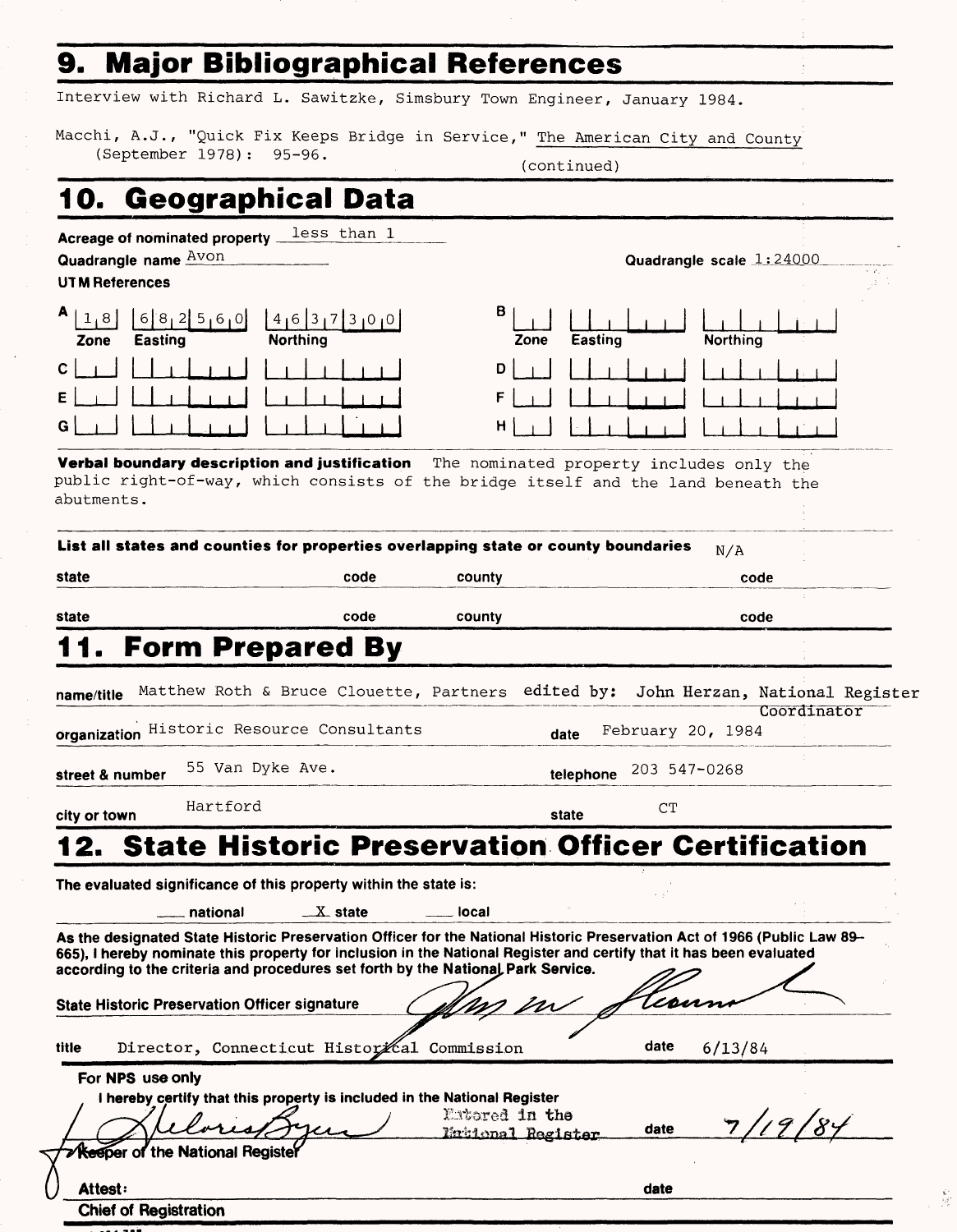# 9. Major Bibliographical References

Interview with Richard L. Sawitzke, Simsbury Town Engineer, January 1984.

Macchi, A.J., "Quick Fix Keeps Bridge in Service," The American City and County (September 1978): 95-96.

(continued)

# 10. Geographical Data

**Acreage of nominated property** less than 1

**Quadrangle name** Avon **Quadrangle scale** 1:24000

**UTM References**

| | Zone | Easting | Northing | | Zone | Easting | Northing |
|---|---|---|---|---|---|---|---|
| A | 1 8 | 6 8 2 5 6 0 | 4 6 3 7 3 0 0 | B | | | |
| C | | | | D | | | |
| E | | | | F | | | |
| G | | | | H | | | |

**Verbal boundary description and justification** The nominated property includes only the public right-of-way, which consists of the bridge itself and the land beneath the abutments.

**List all states and counties for properties overlapping state or county boundaries** N/A

| state | code | county | code |
|---|---|---|---|
| state | code | county | code |

# 11. Form Prepared By

**name/title** Matthew Roth & Bruce Clouette, Partners edited by: John Herzan, National Register Coordinator

**organization** Historic Resource Consultants **date** February 20, 1984

**street & number** 55 Van Dyke Ave. **telephone** 203 547-0268

**city or town** Hartford **state** CT

# 12. State Historic Preservation Officer Certification

**The evaluated significance of this property within the state is:**

___ national X state ___ local

**As the designated State Historic Preservation Officer for the National Historic Preservation Act of 1966 (Public Law 89-665), I hereby nominate this property for inclusion in the National Register and certify that it has been evaluated according to the criteria and procedures set forth by the National Park Service.**

**State Historic Preservation Officer signature** [signature]

**title** Director, Connecticut Historical Commission **date** 6/13/84

**For NPS use only**

**I hereby certify that this property is included in the National Register** Entered in the National Register **date** 7/19/84

[signature]
**Keeper of the National Register**

**Attest:** **date**

**Chief of Registration**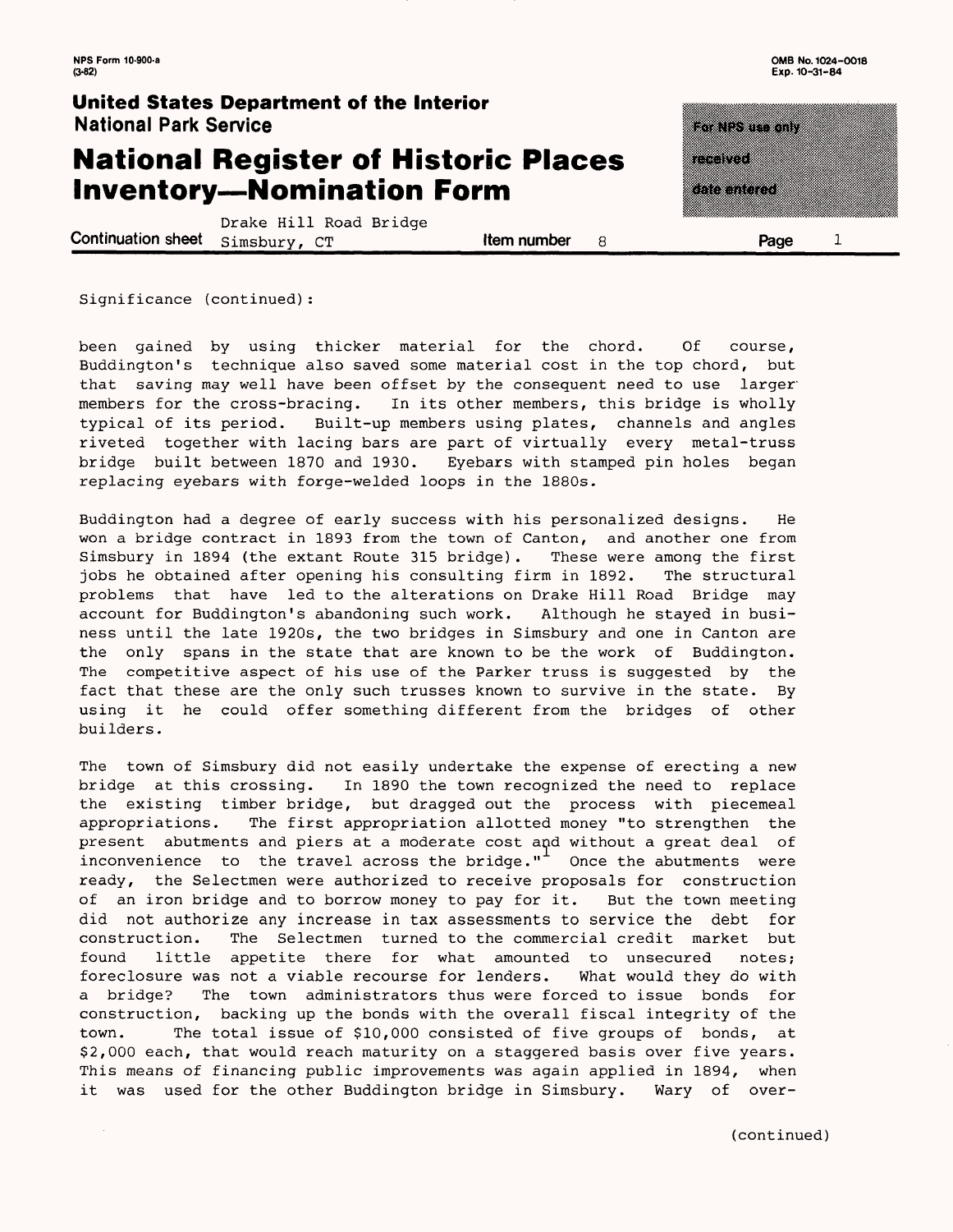Significance (continued):

been gained by using thicker material for the chord. Of course, Buddington's technique also saved some material cost in the top chord, but that saving may well have been offset by the consequent need to use larger members for the cross-bracing. In its other members, this bridge is wholly typical of its period. Built-up members using plates, channels and angles riveted together with lacing bars are part of virtually every metal-truss bridge built between 1870 and 1930. Eyebars with stamped pin holes began replacing eyebars with forge-welded loops in the 1880s.

Buddington had a degree of early success with his personalized designs. He won a bridge contract in 1893 from the town of Canton, and another one from Simsbury in 1894 (the extant Route 315 bridge). These were among the first jobs he obtained after opening his consulting firm in 1892. The structural problems that have led to the alterations on Drake Hill Road Bridge may account for Buddington's abandoning such work. Although he stayed in business until the late 1920s, the two bridges in Simsbury and one in Canton are the only spans in the state that are known to be the work of Buddington. The competitive aspect of his use of the Parker truss is suggested by the fact that these are the only such trusses known to survive in the state. By using it he could offer something different from the bridges of other builders.

The town of Simsbury did not easily undertake the expense of erecting a new bridge at this crossing. In 1890 the town recognized the need to replace the existing timber bridge, but dragged out the process with piecemeal appropriations. The first appropriation allotted money "to strengthen the present abutments and piers at a moderate cost and without a great deal of inconvenience to the travel across the bridge."[1] Once the abutments were ready, the Selectmen were authorized to receive proposals for construction of an iron bridge and to borrow money to pay for it. But the town meeting did not authorize any increase in tax assessments to service the debt for construction. The Selectmen turned to the commercial credit market but found little appetite there for what amounted to unsecured notes; foreclosure was not a viable recourse for lenders. What would they do with a bridge? The town administrators thus were forced to issue bonds for construction, backing up the bonds with the overall fiscal integrity of the town. The total issue of $10,000 consisted of five groups of bonds, at $2,000 each, that would reach maturity on a staggered basis over five years. This means of financing public improvements was again applied in 1894, when it was used for the other Buddington bridge in Simsbury. Wary of over-

(continued)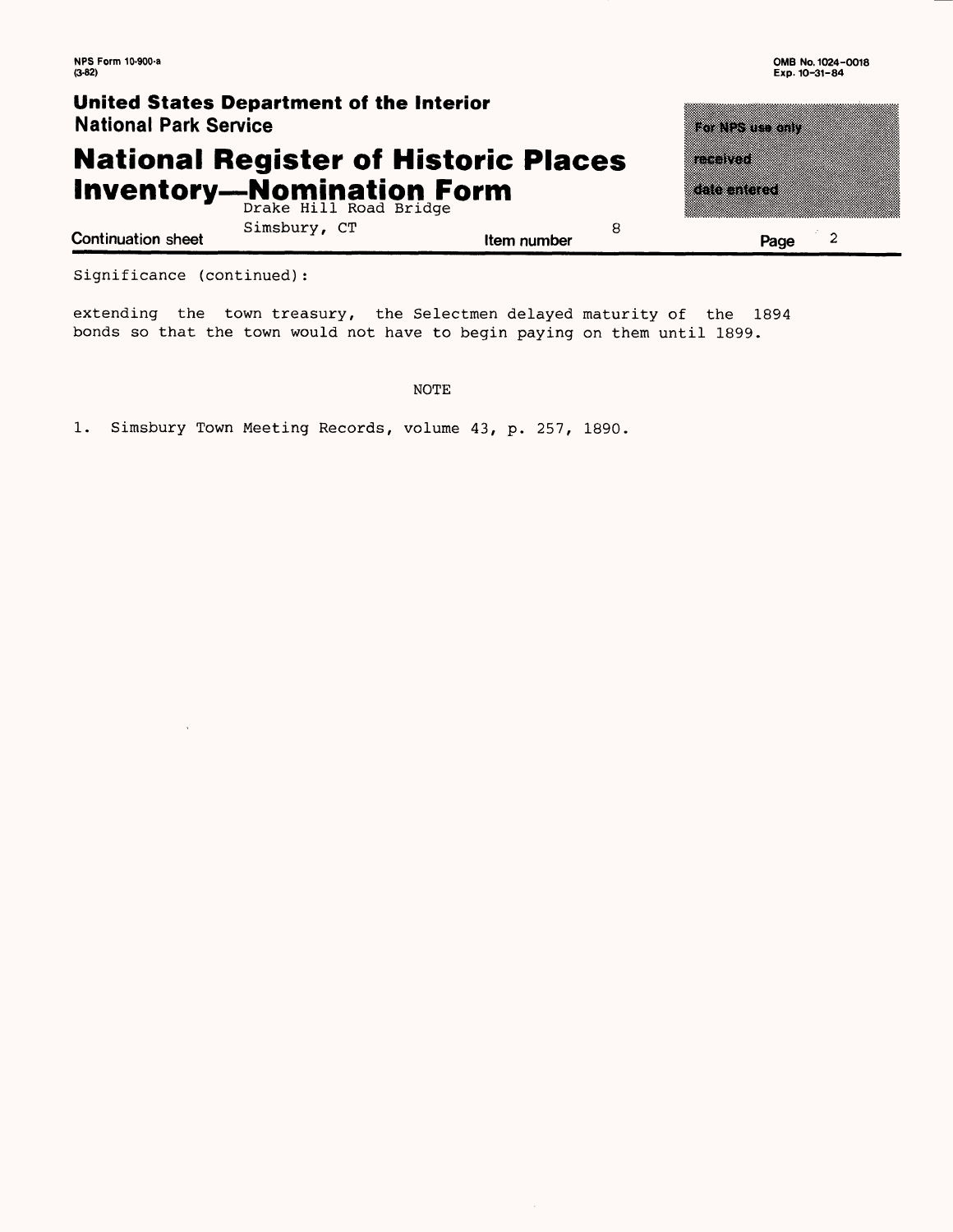Significance (continued):

extending the town treasury, the Selectmen delayed maturity of the 1894 bonds so that the town would not have to begin paying on them until 1899.

NOTE

1. Simsbury Town Meeting Records, volume 43, p. 257, 1890.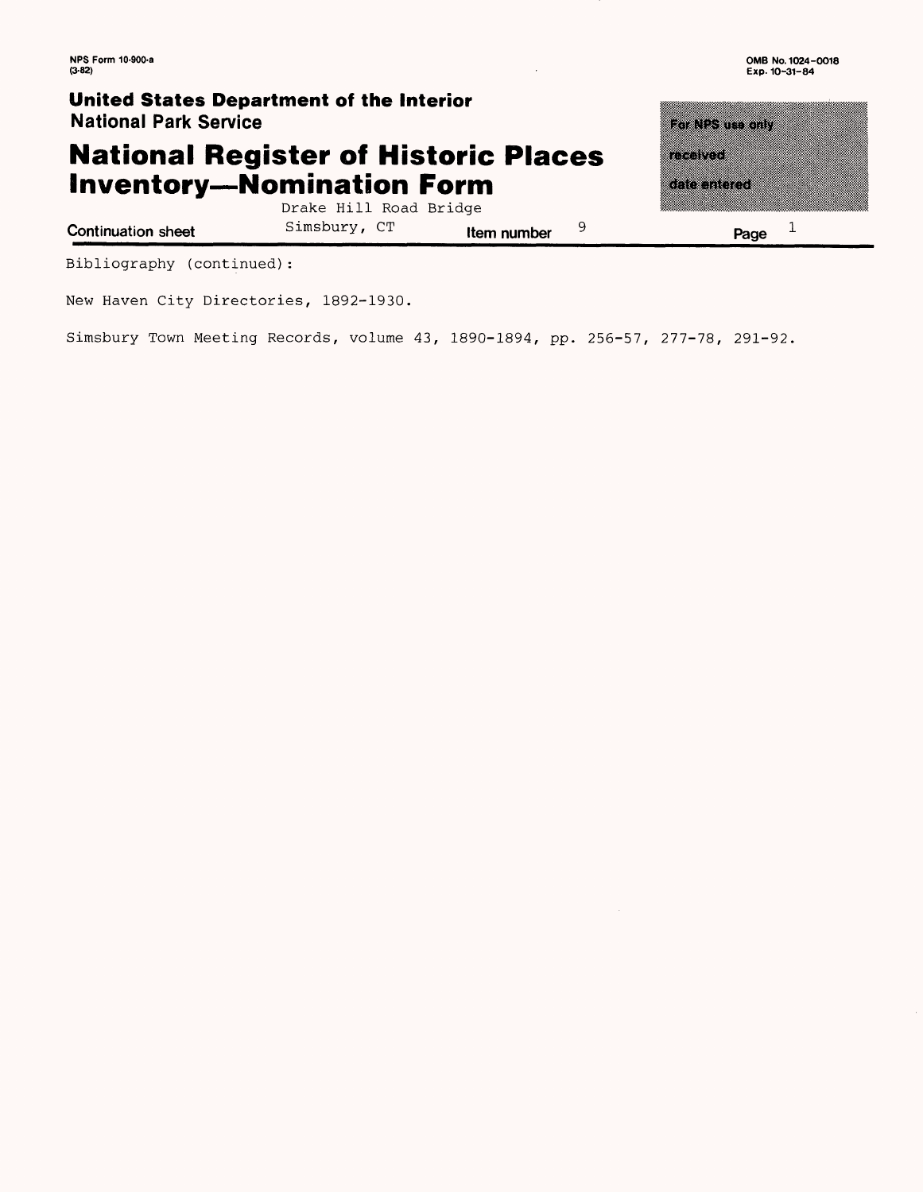Bibliography (continued):

New Haven City Directories, 1892-1930.

Simsbury Town Meeting Records, volume 43, 1890-1894, pp. 256-57, 277-78, 291-92.